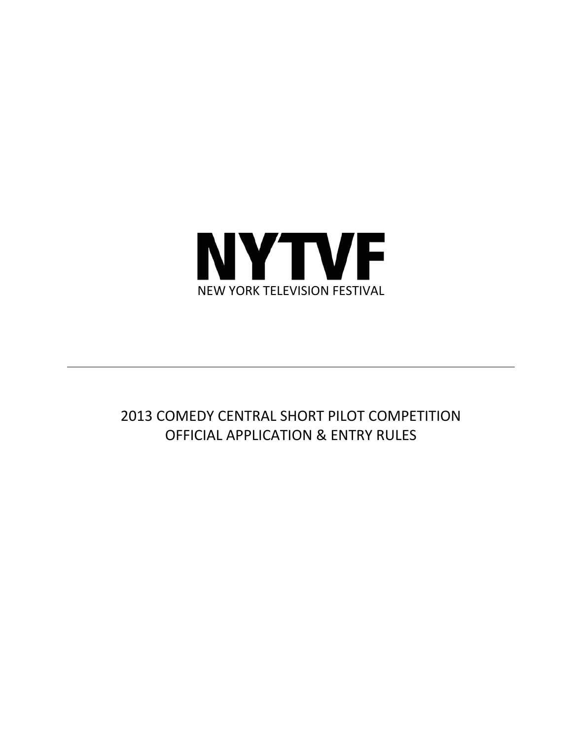# NYTVF

NEW YORK TELEVISION FESTIVAL

---

## 2013 COMEDY CENTRAL SHORT PILOT COMPETITION
## OFFICIAL APPLICATION & ENTRY RULES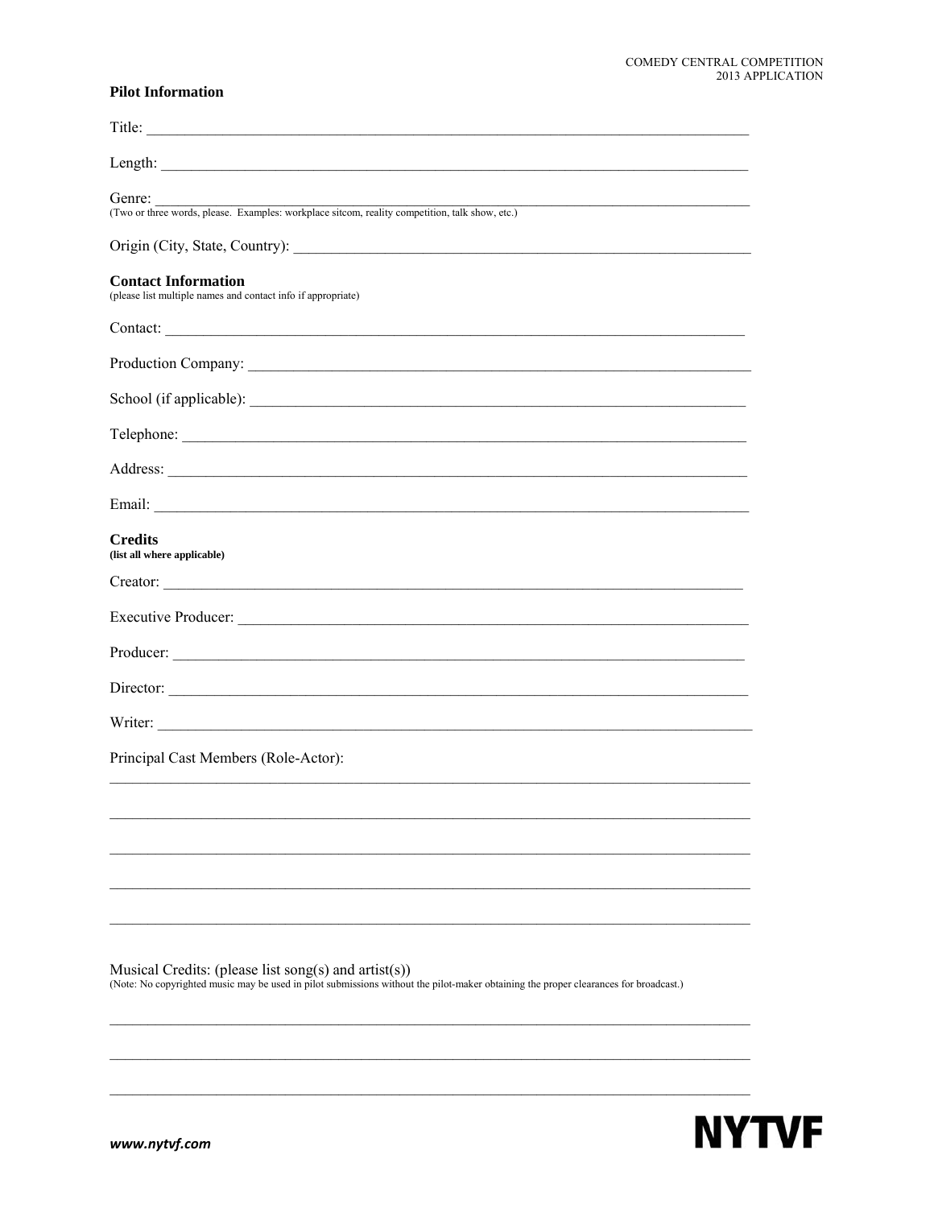## Pilot Information

Title: \_\_\_\_\_\_\_\_\_\_\_\_\_\_\_\_\_\_\_\_\_\_\_\_\_\_\_\_\_\_\_\_\_\_\_\_\_\_\_\_

Length: \_\_\_\_\_\_\_\_\_\_\_\_\_\_\_\_\_\_\_\_\_\_\_\_\_\_\_\_\_\_\_\_\_\_\_\_\_\_\_\_

Genre: \_\_\_\_\_\_\_\_\_\_\_\_\_\_\_\_\_\_\_\_\_\_\_\_\_\_\_\_\_\_\_\_\_\_\_\_\_\_\_\_
(Two or three words, please. Examples: workplace sitcom, reality competition, talk show, etc.)

Origin (City, State, Country): \_\_\_\_\_\_\_\_\_\_\_\_\_\_\_\_\_\_\_\_\_\_\_\_\_\_\_\_\_\_\_\_\_\_\_\_\_\_\_\_

## Contact Information

(please list multiple names and contact info if appropriate)

Contact: \_\_\_\_\_\_\_\_\_\_\_\_\_\_\_\_\_\_\_\_\_\_\_\_\_\_\_\_\_\_\_\_\_\_\_\_\_\_\_\_

Production Company: \_\_\_\_\_\_\_\_\_\_\_\_\_\_\_\_\_\_\_\_\_\_\_\_\_\_\_\_\_\_\_\_\_\_\_\_\_\_\_\_

School (if applicable): \_\_\_\_\_\_\_\_\_\_\_\_\_\_\_\_\_\_\_\_\_\_\_\_\_\_\_\_\_\_\_\_\_\_\_\_\_\_\_\_

Telephone: \_\_\_\_\_\_\_\_\_\_\_\_\_\_\_\_\_\_\_\_\_\_\_\_\_\_\_\_\_\_\_\_\_\_\_\_\_\_\_\_

Address: \_\_\_\_\_\_\_\_\_\_\_\_\_\_\_\_\_\_\_\_\_\_\_\_\_\_\_\_\_\_\_\_\_\_\_\_\_\_\_\_

Email: \_\_\_\_\_\_\_\_\_\_\_\_\_\_\_\_\_\_\_\_\_\_\_\_\_\_\_\_\_\_\_\_\_\_\_\_\_\_\_\_

## Credits

**(list all where applicable)**

Creator: \_\_\_\_\_\_\_\_\_\_\_\_\_\_\_\_\_\_\_\_\_\_\_\_\_\_\_\_\_\_\_\_\_\_\_\_\_\_\_\_

Executive Producer: \_\_\_\_\_\_\_\_\_\_\_\_\_\_\_\_\_\_\_\_\_\_\_\_\_\_\_\_\_\_\_\_\_\_\_\_\_\_\_\_

Producer: \_\_\_\_\_\_\_\_\_\_\_\_\_\_\_\_\_\_\_\_\_\_\_\_\_\_\_\_\_\_\_\_\_\_\_\_\_\_\_\_

Director: \_\_\_\_\_\_\_\_\_\_\_\_\_\_\_\_\_\_\_\_\_\_\_\_\_\_\_\_\_\_\_\_\_\_\_\_\_\_\_\_

Writer: \_\_\_\_\_\_\_\_\_\_\_\_\_\_\_\_\_\_\_\_\_\_\_\_\_\_\_\_\_\_\_\_\_\_\_\_\_\_\_\_

Principal Cast Members (Role-Actor):

\_\_\_\_\_\_\_\_\_\_\_\_\_\_\_\_\_\_\_\_\_\_\_\_\_\_\_\_\_\_\_\_\_\_\_\_\_\_\_\_

\_\_\_\_\_\_\_\_\_\_\_\_\_\_\_\_\_\_\_\_\_\_\_\_\_\_\_\_\_\_\_\_\_\_\_\_\_\_\_\_

\_\_\_\_\_\_\_\_\_\_\_\_\_\_\_\_\_\_\_\_\_\_\_\_\_\_\_\_\_\_\_\_\_\_\_\_\_\_\_\_

\_\_\_\_\_\_\_\_\_\_\_\_\_\_\_\_\_\_\_\_\_\_\_\_\_\_\_\_\_\_\_\_\_\_\_\_\_\_\_\_

\_\_\_\_\_\_\_\_\_\_\_\_\_\_\_\_\_\_\_\_\_\_\_\_\_\_\_\_\_\_\_\_\_\_\_\_\_\_\_\_

Musical Credits: (please list song(s) and artist(s))
(Note: No copyrighted music may be used in pilot submissions without the pilot-maker obtaining the proper clearances for broadcast.)

\_\_\_\_\_\_\_\_\_\_\_\_\_\_\_\_\_\_\_\_\_\_\_\_\_\_\_\_\_\_\_\_\_\_\_\_\_\_\_\_

\_\_\_\_\_\_\_\_\_\_\_\_\_\_\_\_\_\_\_\_\_\_\_\_\_\_\_\_\_\_\_\_\_\_\_\_\_\_\_\_

\_\_\_\_\_\_\_\_\_\_\_\_\_\_\_\_\_\_\_\_\_\_\_\_\_\_\_\_\_\_\_\_\_\_\_\_\_\_\_\_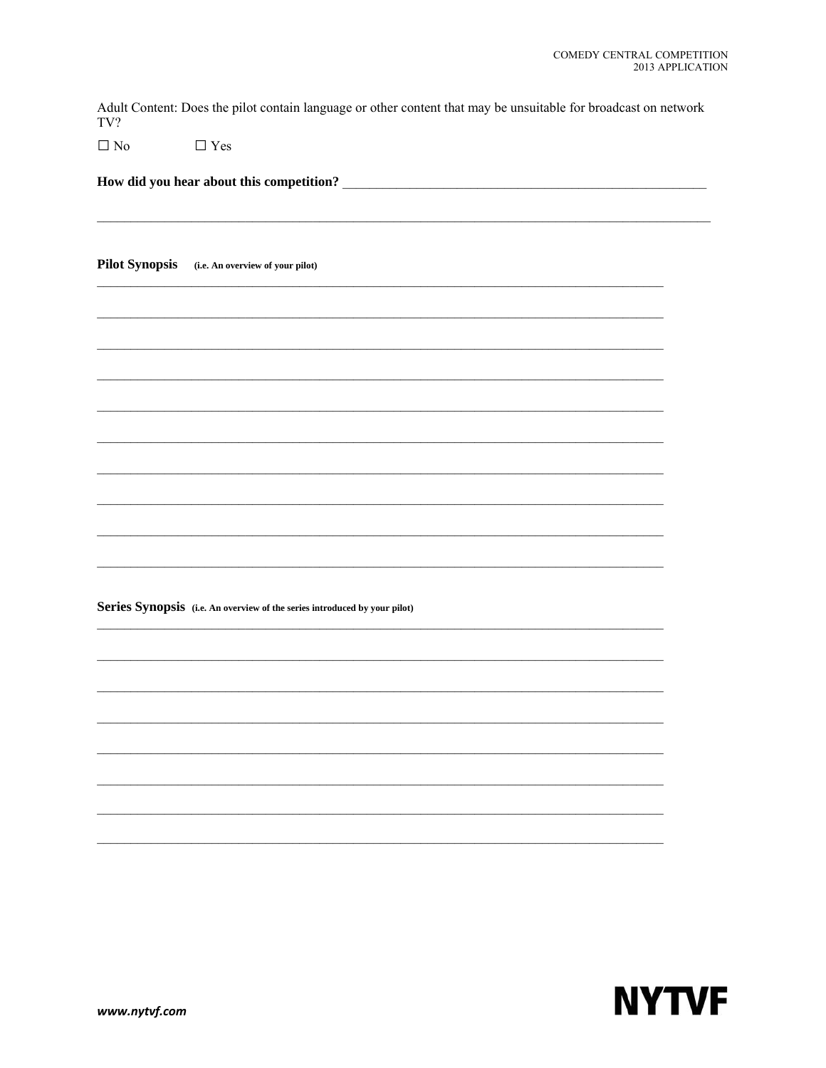Adult Content: Does the pilot contain language or other content that may be unsuitable for broadcast on network TV?

☐ No ☐ Yes

**How did you hear about this competition?** ______________________________________________________

__________________________________________________________________________________________

**Pilot Synopsis** **(i.e. An overview of your pilot)**

__________________________________________________________________________________________

__________________________________________________________________________________________

__________________________________________________________________________________________

__________________________________________________________________________________________

__________________________________________________________________________________________

__________________________________________________________________________________________

__________________________________________________________________________________________

__________________________________________________________________________________________

__________________________________________________________________________________________

__________________________________________________________________________________________

**Series Synopsis** **(i.e. An overview of the series introduced by your pilot)**

__________________________________________________________________________________________

__________________________________________________________________________________________

__________________________________________________________________________________________

__________________________________________________________________________________________

__________________________________________________________________________________________

__________________________________________________________________________________________

__________________________________________________________________________________________

__________________________________________________________________________________________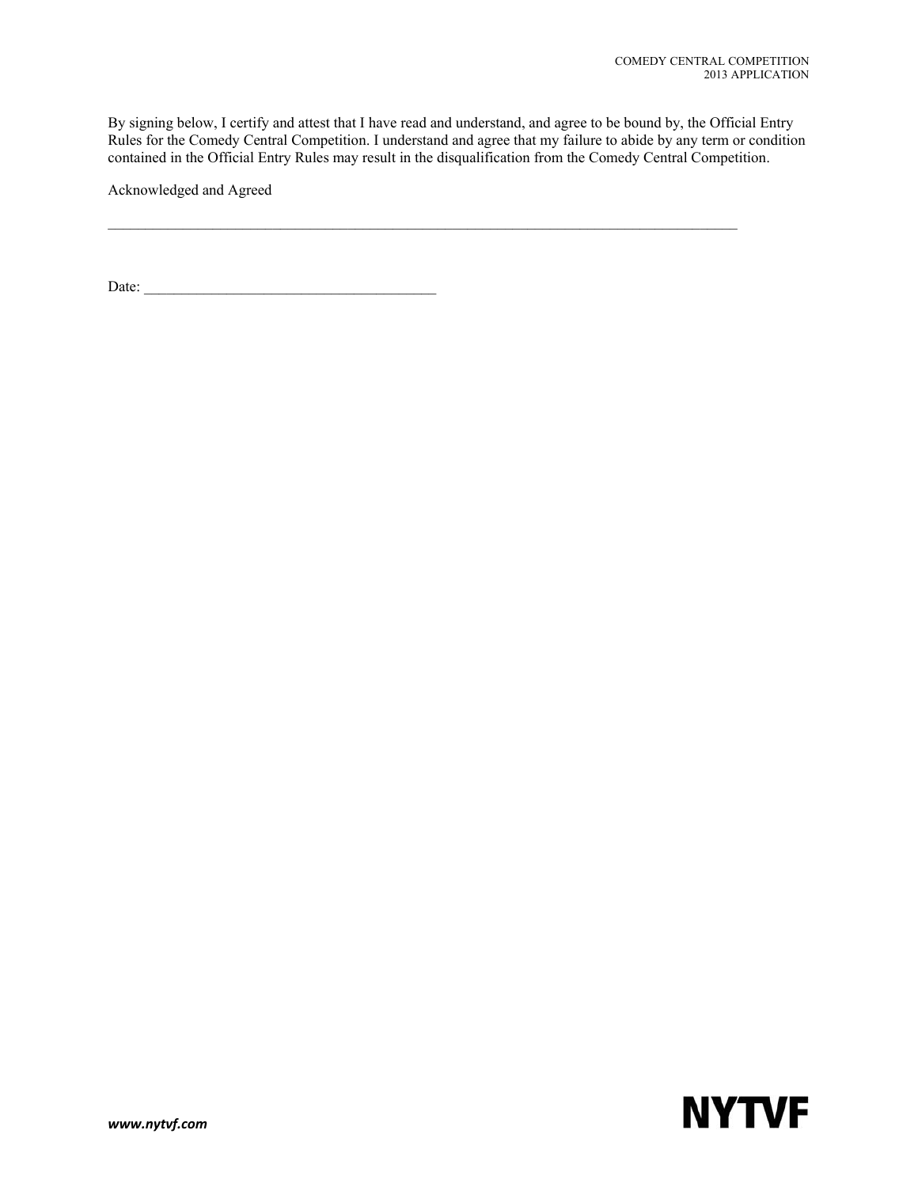By signing below, I certify and attest that I have read and understand, and agree to be bound by, the Official Entry Rules for the Comedy Central Competition. I understand and agree that my failure to abide by any term or condition contained in the Official Entry Rules may result in the disqualification from the Comedy Central Competition.

Acknowledged and Agreed

_______________________________________________________________________________________

Date: _______________________________________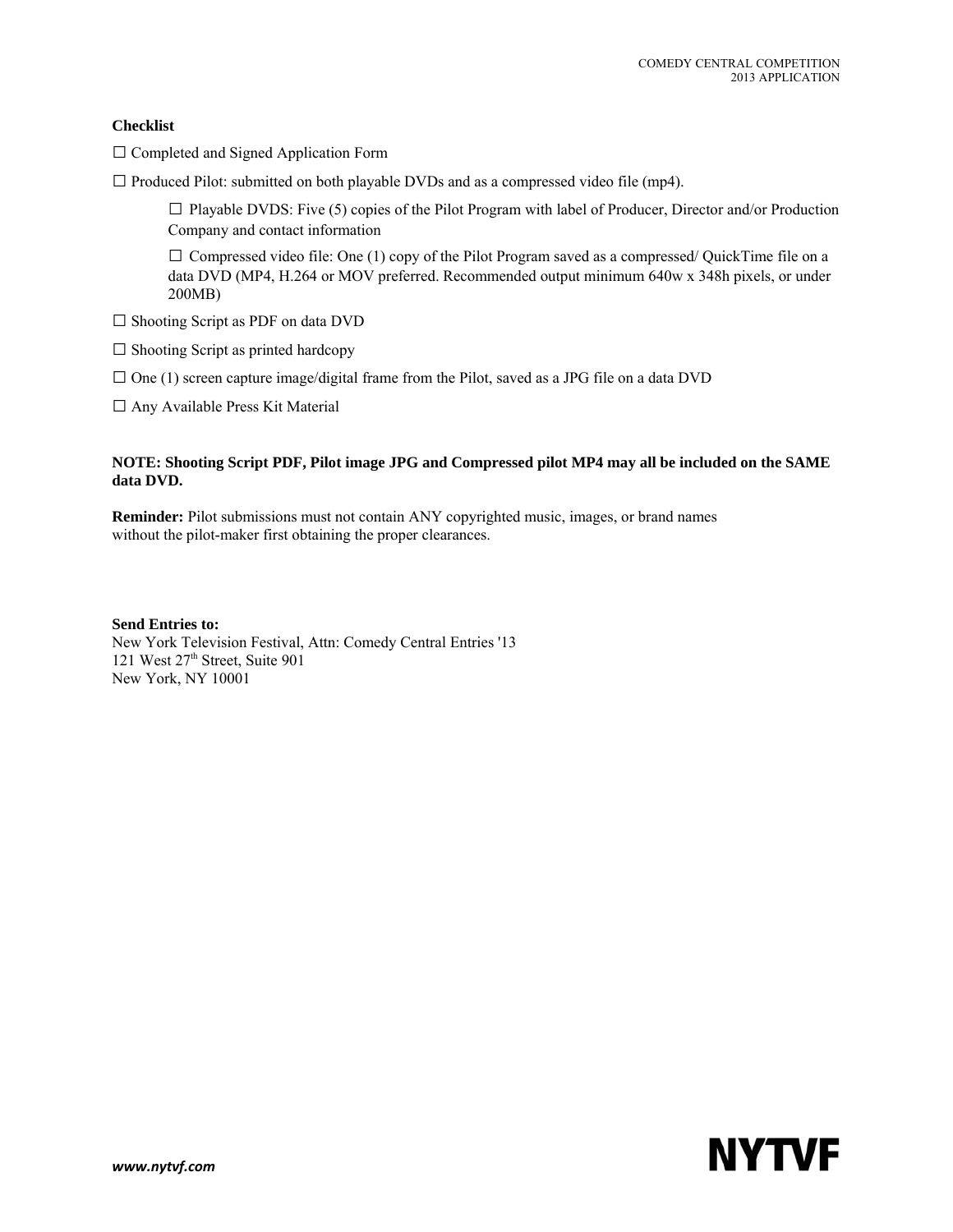**Checklist**

☐ Completed and Signed Application Form

☐ Produced Pilot: submitted on both playable DVDs and as a compressed video file (mp4).

> ☐ Playable DVDS: Five (5) copies of the Pilot Program with label of Producer, Director and/or Production Company and contact information
>
> ☐ Compressed video file: One (1) copy of the Pilot Program saved as a compressed/ QuickTime file on a data DVD (MP4, H.264 or MOV preferred. Recommended output minimum 640w x 348h pixels, or under 200MB)

☐ Shooting Script as PDF on data DVD

☐ Shooting Script as printed hardcopy

☐ One (1) screen capture image/digital frame from the Pilot, saved as a JPG file on a data DVD

☐ Any Available Press Kit Material

**NOTE: Shooting Script PDF, Pilot image JPG and Compressed pilot MP4 may all be included on the SAME data DVD.**

**Reminder:** Pilot submissions must not contain ANY copyrighted music, images, or brand names without the pilot-maker first obtaining the proper clearances.

**Send Entries to:**
New York Television Festival, Attn: Comedy Central Entries '13
121 West 27th Street, Suite 901
New York, NY 10001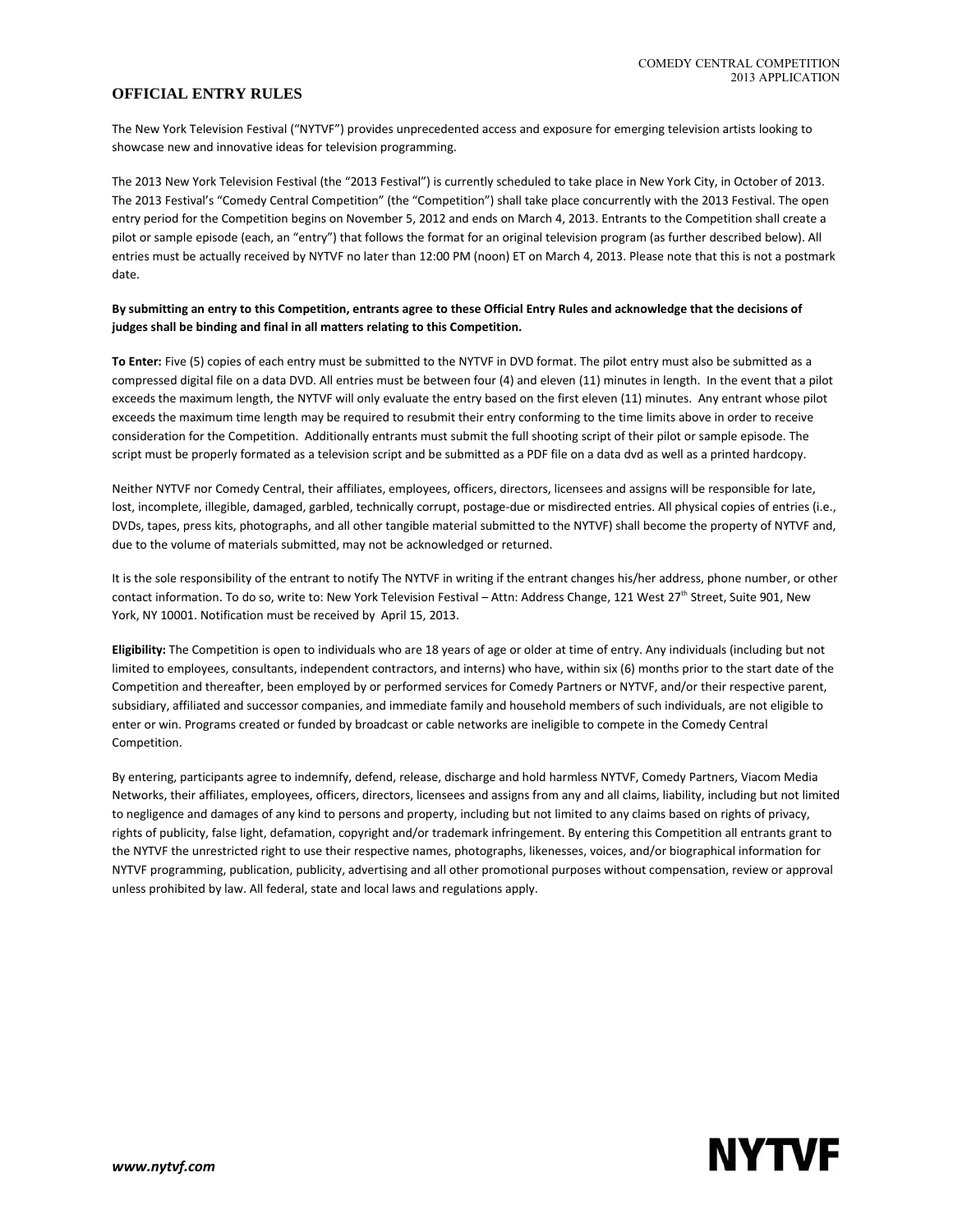## OFFICIAL ENTRY RULES

The New York Television Festival ("NYTVF") provides unprecedented access and exposure for emerging television artists looking to showcase new and innovative ideas for television programming.

The 2013 New York Television Festival (the "2013 Festival") is currently scheduled to take place in New York City, in October of 2013. The 2013 Festival's "Comedy Central Competition" (the "Competition") shall take place concurrently with the 2013 Festival. The open entry period for the Competition begins on November 5, 2012 and ends on March 4, 2013. Entrants to the Competition shall create a pilot or sample episode (each, an "entry") that follows the format for an original television program (as further described below). All entries must be actually received by NYTVF no later than 12:00 PM (noon) ET on March 4, 2013. Please note that this is not a postmark date.

**By submitting an entry to this Competition, entrants agree to these Official Entry Rules and acknowledge that the decisions of judges shall be binding and final in all matters relating to this Competition.**

**To Enter:** Five (5) copies of each entry must be submitted to the NYTVF in DVD format. The pilot entry must also be submitted as a compressed digital file on a data DVD. All entries must be between four (4) and eleven (11) minutes in length. In the event that a pilot exceeds the maximum length, the NYTVF will only evaluate the entry based on the first eleven (11) minutes. Any entrant whose pilot exceeds the maximum time length may be required to resubmit their entry conforming to the time limits above in order to receive consideration for the Competition. Additionally entrants must submit the full shooting script of their pilot or sample episode. The script must be properly formated as a television script and be submitted as a PDF file on a data dvd as well as a printed hardcopy.

Neither NYTVF nor Comedy Central, their affiliates, employees, officers, directors, licensees and assigns will be responsible for late, lost, incomplete, illegible, damaged, garbled, technically corrupt, postage-due or misdirected entries. All physical copies of entries (i.e., DVDs, tapes, press kits, photographs, and all other tangible material submitted to the NYTVF) shall become the property of NYTVF and, due to the volume of materials submitted, may not be acknowledged or returned.

It is the sole responsibility of the entrant to notify The NYTVF in writing if the entrant changes his/her address, phone number, or other contact information. To do so, write to: New York Television Festival – Attn: Address Change, 121 West 27th Street, Suite 901, New York, NY 10001. Notification must be received by April 15, 2013.

**Eligibility:** The Competition is open to individuals who are 18 years of age or older at time of entry. Any individuals (including but not limited to employees, consultants, independent contractors, and interns) who have, within six (6) months prior to the start date of the Competition and thereafter, been employed by or performed services for Comedy Partners or NYTVF, and/or their respective parent, subsidiary, affiliated and successor companies, and immediate family and household members of such individuals, are not eligible to enter or win. Programs created or funded by broadcast or cable networks are ineligible to compete in the Comedy Central Competition.

By entering, participants agree to indemnify, defend, release, discharge and hold harmless NYTVF, Comedy Partners, Viacom Media Networks, their affiliates, employees, officers, directors, licensees and assigns from any and all claims, liability, including but not limited to negligence and damages of any kind to persons and property, including but not limited to any claims based on rights of privacy, rights of publicity, false light, defamation, copyright and/or trademark infringement. By entering this Competition all entrants grant to the NYTVF the unrestricted right to use their respective names, photographs, likenesses, voices, and/or biographical information for NYTVF programming, publication, publicity, advertising and all other promotional purposes without compensation, review or approval unless prohibited by law. All federal, state and local laws and regulations apply.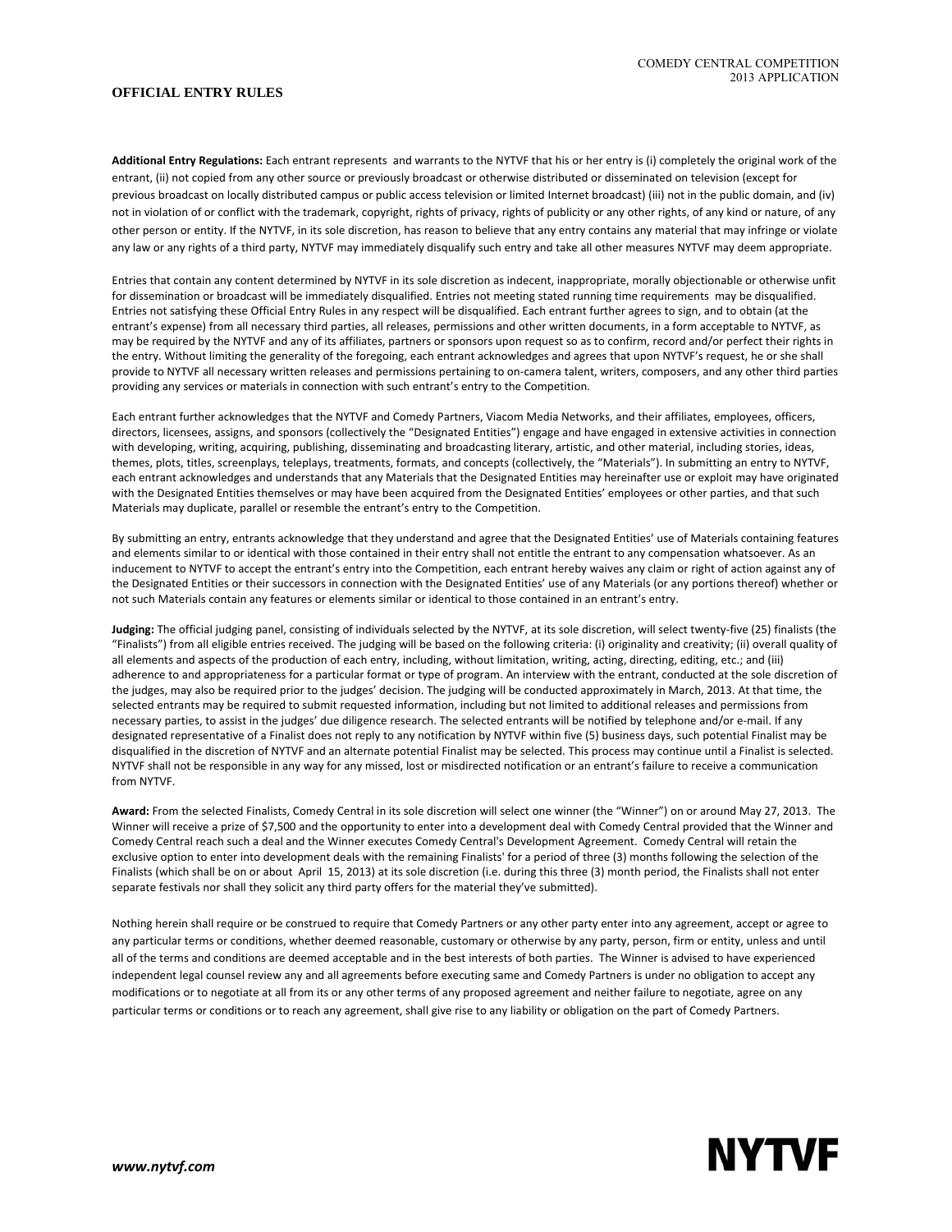## OFFICIAL ENTRY RULES

**Additional Entry Regulations:** Each entrant represents and warrants to the NYTVF that his or her entry is (i) completely the original work of the entrant, (ii) not copied from any other source or previously broadcast or otherwise distributed or disseminated on television (except for previous broadcast on locally distributed campus or public access television or limited Internet broadcast) (iii) not in the public domain, and (iv) not in violation of or conflict with the trademark, copyright, rights of privacy, rights of publicity or any other rights, of any kind or nature, of any other person or entity. If the NYTVF, in its sole discretion, has reason to believe that any entry contains any material that may infringe or violate any law or any rights of a third party, NYTVF may immediately disqualify such entry and take all other measures NYTVF may deem appropriate.

Entries that contain any content determined by NYTVF in its sole discretion as indecent, inappropriate, morally objectionable or otherwise unfit for dissemination or broadcast will be immediately disqualified. Entries not meeting stated running time requirements may be disqualified. Entries not satisfying these Official Entry Rules in any respect will be disqualified. Each entrant further agrees to sign, and to obtain (at the entrant's expense) from all necessary third parties, all releases, permissions and other written documents, in a form acceptable to NYTVF, as may be required by the NYTVF and any of its affiliates, partners or sponsors upon request so as to confirm, record and/or perfect their rights in the entry. Without limiting the generality of the foregoing, each entrant acknowledges and agrees that upon NYTVF's request, he or she shall provide to NYTVF all necessary written releases and permissions pertaining to on-camera talent, writers, composers, and any other third parties providing any services or materials in connection with such entrant's entry to the Competition.

Each entrant further acknowledges that the NYTVF and Comedy Partners, Viacom Media Networks, and their affiliates, employees, officers, directors, licensees, assigns, and sponsors (collectively the "Designated Entities") engage and have engaged in extensive activities in connection with developing, writing, acquiring, publishing, disseminating and broadcasting literary, artistic, and other material, including stories, ideas, themes, plots, titles, screenplays, teleplays, treatments, formats, and concepts (collectively, the "Materials"). In submitting an entry to NYTVF, each entrant acknowledges and understands that any Materials that the Designated Entities may hereinafter use or exploit may have originated with the Designated Entities themselves or may have been acquired from the Designated Entities' employees or other parties, and that such Materials may duplicate, parallel or resemble the entrant's entry to the Competition.

By submitting an entry, entrants acknowledge that they understand and agree that the Designated Entities' use of Materials containing features and elements similar to or identical with those contained in their entry shall not entitle the entrant to any compensation whatsoever. As an inducement to NYTVF to accept the entrant's entry into the Competition, each entrant hereby waives any claim or right of action against any of the Designated Entities or their successors in connection with the Designated Entities' use of any Materials (or any portions thereof) whether or not such Materials contain any features or elements similar or identical to those contained in an entrant's entry.

**Judging:** The official judging panel, consisting of individuals selected by the NYTVF, at its sole discretion, will select twenty-five (25) finalists (the "Finalists") from all eligible entries received. The judging will be based on the following criteria: (i) originality and creativity; (ii) overall quality of all elements and aspects of the production of each entry, including, without limitation, writing, acting, directing, editing, etc.; and (iii) adherence to and appropriateness for a particular format or type of program. An interview with the entrant, conducted at the sole discretion of the judges, may also be required prior to the judges' decision. The judging will be conducted approximately in March, 2013. At that time, the selected entrants may be required to submit requested information, including but not limited to additional releases and permissions from necessary parties, to assist in the judges' due diligence research. The selected entrants will be notified by telephone and/or e-mail. If any designated representative of a Finalist does not reply to any notification by NYTVF within five (5) business days, such potential Finalist may be disqualified in the discretion of NYTVF and an alternate potential Finalist may be selected. This process may continue until a Finalist is selected. NYTVF shall not be responsible in any way for any missed, lost or misdirected notification or an entrant's failure to receive a communication from NYTVF.

**Award:** From the selected Finalists, Comedy Central in its sole discretion will select one winner (the "Winner") on or around May 27, 2013. The Winner will receive a prize of $7,500 and the opportunity to enter into a development deal with Comedy Central provided that the Winner and Comedy Central reach such a deal and the Winner executes Comedy Central's Development Agreement. Comedy Central will retain the exclusive option to enter into development deals with the remaining Finalists' for a period of three (3) months following the selection of the Finalists (which shall be on or about April 15, 2013) at its sole discretion (i.e. during this three (3) month period, the Finalists shall not enter separate festivals nor shall they solicit any third party offers for the material they've submitted).

Nothing herein shall require or be construed to require that Comedy Partners or any other party enter into any agreement, accept or agree to any particular terms or conditions, whether deemed reasonable, customary or otherwise by any party, person, firm or entity, unless and until all of the terms and conditions are deemed acceptable and in the best interests of both parties. The Winner is advised to have experienced independent legal counsel review any and all agreements before executing same and Comedy Partners is under no obligation to accept any modifications or to negotiate at all from its or any other terms of any proposed agreement and neither failure to negotiate, agree on any particular terms or conditions or to reach any agreement, shall give rise to any liability or obligation on the part of Comedy Partners.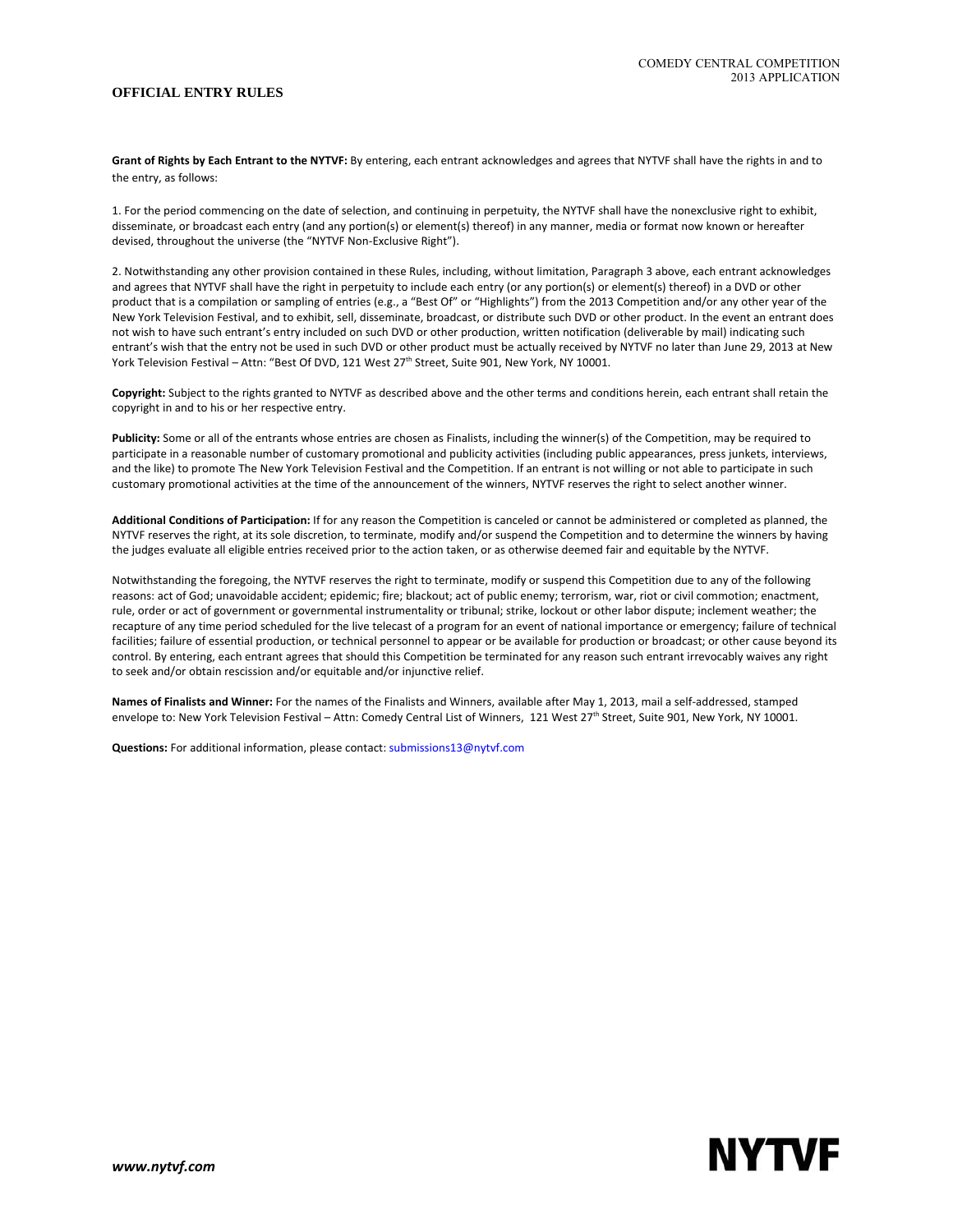## OFFICIAL ENTRY RULES

**Grant of Rights by Each Entrant to the NYTVF:** By entering, each entrant acknowledges and agrees that NYTVF shall have the rights in and to the entry, as follows:

1. For the period commencing on the date of selection, and continuing in perpetuity, the NYTVF shall have the nonexclusive right to exhibit, disseminate, or broadcast each entry (and any portion(s) or element(s) thereof) in any manner, media or format now known or hereafter devised, throughout the universe (the "NYTVF Non-Exclusive Right").

2. Notwithstanding any other provision contained in these Rules, including, without limitation, Paragraph 3 above, each entrant acknowledges and agrees that NYTVF shall have the right in perpetuity to include each entry (or any portion(s) or element(s) thereof) in a DVD or other product that is a compilation or sampling of entries (e.g., a "Best Of" or "Highlights") from the 2013 Competition and/or any other year of the New York Television Festival, and to exhibit, sell, disseminate, broadcast, or distribute such DVD or other product. In the event an entrant does not wish to have such entrant's entry included on such DVD or other production, written notification (deliverable by mail) indicating such entrant's wish that the entry not be used in such DVD or other product must be actually received by NYTVF no later than June 29, 2013 at New York Television Festival – Attn: "Best Of DVD, 121 West 27th Street, Suite 901, New York, NY 10001.

**Copyright:** Subject to the rights granted to NYTVF as described above and the other terms and conditions herein, each entrant shall retain the copyright in and to his or her respective entry.

**Publicity:** Some or all of the entrants whose entries are chosen as Finalists, including the winner(s) of the Competition, may be required to participate in a reasonable number of customary promotional and publicity activities (including public appearances, press junkets, interviews, and the like) to promote The New York Television Festival and the Competition. If an entrant is not willing or not able to participate in such customary promotional activities at the time of the announcement of the winners, NYTVF reserves the right to select another winner.

**Additional Conditions of Participation:** If for any reason the Competition is canceled or cannot be administered or completed as planned, the NYTVF reserves the right, at its sole discretion, to terminate, modify and/or suspend the Competition and to determine the winners by having the judges evaluate all eligible entries received prior to the action taken, or as otherwise deemed fair and equitable by the NYTVF.

Notwithstanding the foregoing, the NYTVF reserves the right to terminate, modify or suspend this Competition due to any of the following reasons: act of God; unavoidable accident; epidemic; fire; blackout; act of public enemy; terrorism, war, riot or civil commotion; enactment, rule, order or act of government or governmental instrumentality or tribunal; strike, lockout or other labor dispute; inclement weather; the recapture of any time period scheduled for the live telecast of a program for an event of national importance or emergency; failure of technical facilities; failure of essential production, or technical personnel to appear or be available for production or broadcast; or other cause beyond its control. By entering, each entrant agrees that should this Competition be terminated for any reason such entrant irrevocably waives any right to seek and/or obtain rescission and/or equitable and/or injunctive relief.

**Names of Finalists and Winner:** For the names of the Finalists and Winners, available after May 1, 2013, mail a self-addressed, stamped envelope to: New York Television Festival – Attn: Comedy Central List of Winners, 121 West 27th Street, Suite 901, New York, NY 10001.

**Questions:** For additional information, please contact: submissions13@nytvf.com